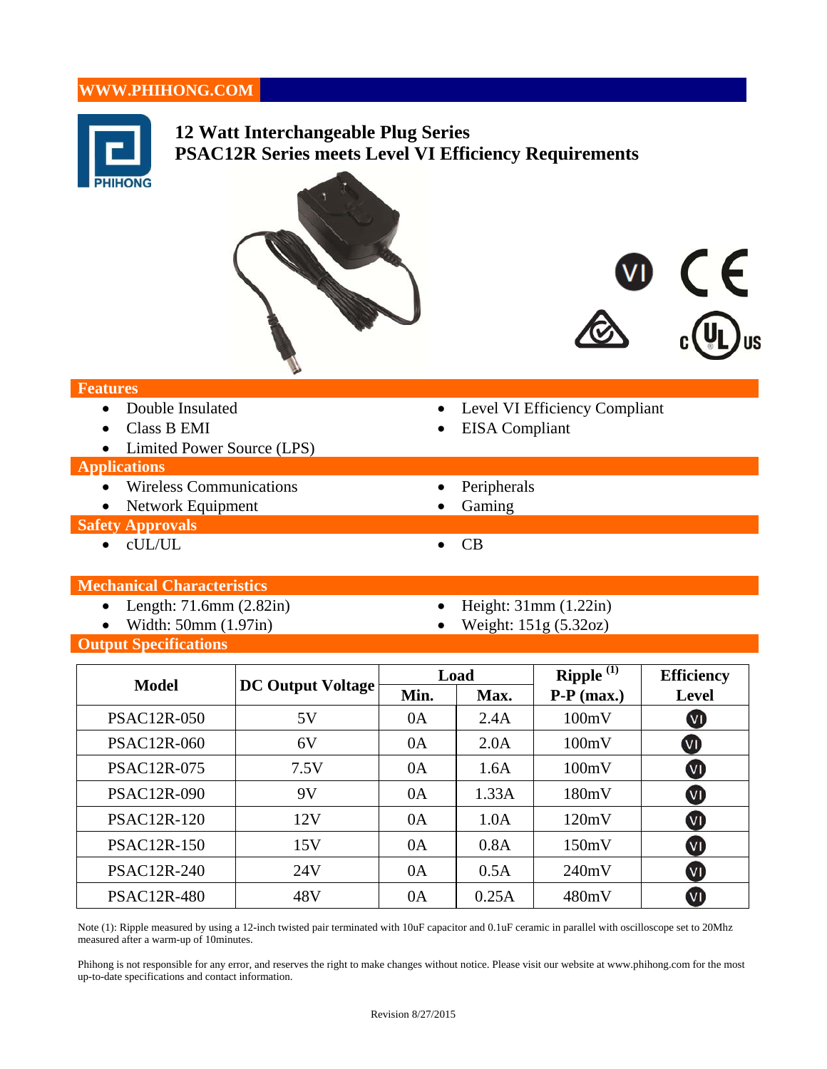WWW.PHIHONG.COM

# 12 Watt Interchangeable Plug Series
# PSAC12R Series meets Level VI Efficiency Requirements

## Features

- Double Insulated
- Class B EMI
- Limited Power Source (LPS)
- Level VI Efficiency Compliant
- EISA Compliant

## Applications

- Wireless Communications
- Network Equipment
- Peripherals
- Gaming

## Safety Approvals

- cUL/UL
- CB

## Mechanical Characteristics

- Length: 71.6mm (2.82in)
- Width: 50mm (1.97in)
- Height: 31mm (1.22in)
- Weight: 151g (5.32oz)

## Output Specifications

| Model | DC Output Voltage | Load | | Ripple (1) P-P (max.) | Efficiency Level |
|---|---|---|---|---|---|
| | | Min. | Max. | | |
| PSAC12R-050 | 5V | 0A | 2.4A | 100mV | VI |
| PSAC12R-060 | 6V | 0A | 2.0A | 100mV | VI |
| PSAC12R-075 | 7.5V | 0A | 1.6A | 100mV | VI |
| PSAC12R-090 | 9V | 0A | 1.33A | 180mV | VI |
| PSAC12R-120 | 12V | 0A | 1.0A | 120mV | VI |
| PSAC12R-150 | 15V | 0A | 0.8A | 150mV | VI |
| PSAC12R-240 | 24V | 0A | 0.5A | 240mV | VI |
| PSAC12R-480 | 48V | 0A | 0.25A | 480mV | VI |

Note (1): Ripple measured by using a 12-inch twisted pair terminated with 10uF capacitor and 0.1uF ceramic in parallel with oscilloscope set to 20Mhz measured after a warm-up of 10minutes.

Phihong is not responsible for any error, and reserves the right to make changes without notice. Please visit our website at www.phihong.com for the most up-to-date specifications and contact information.

Revision 8/27/2015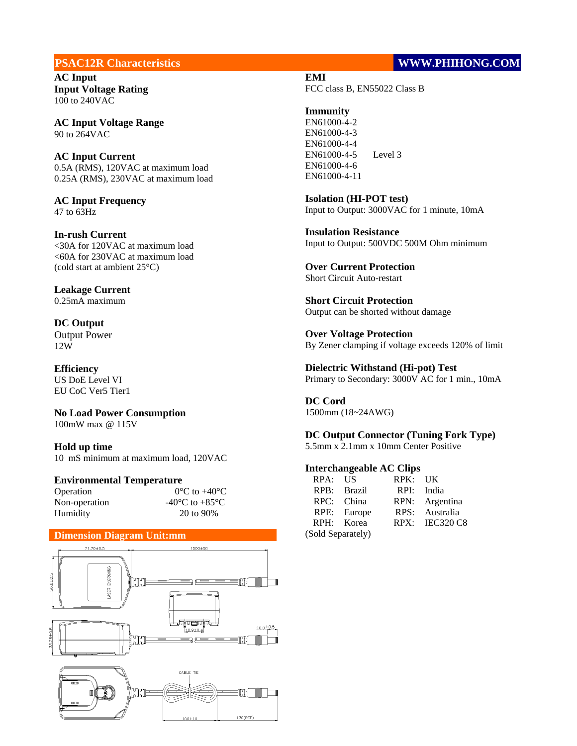## PSAC12R Characteristics

WWW.PHIHONG.COM

**AC Input**

**Input Voltage Rating**
100 to 240VAC

**AC Input Voltage Range**
90 to 264VAC

**AC Input Current**
0.5A (RMS), 120VAC at maximum load
0.25A (RMS), 230VAC at maximum load

**AC Input Frequency**
47 to 63Hz

**In-rush Current**
<30A for 120VAC at maximum load
<60A for 230VAC at maximum load
(cold start at ambient 25°C)

**Leakage Current**
0.25mA maximum

**DC Output**
Output Power
12W

**Efficiency**
US DoE Level VI
EU CoC Ver5 Tier1

**No Load Power Consumption**
100mW max @ 115V

**Hold up time**
10 mS minimum at maximum load, 120VAC

**Environmental Temperature**

| | |
|---|---|
| Operation | 0°C to +40°C |
| Non-operation | -40°C to +85°C |
| Humidity | 20 to 90% |

## Dimension Diagram Unit:mm

71.70±0.5
1500±50
50.0±0.5
LASER ENGRAVING
33.25±0.5
18.9±0.4
10.0±0.5
CABLE TIE
100±10
130(REF)

**EMI**
FCC class B, EN55022 Class B

**Immunity**
EN61000-4-2
EN61000-4-3
EN61000-4-4
EN61000-4-5 Level 3
EN61000-4-6
EN61000-4-11

**Isolation (HI-POT test)**
Input to Output: 3000VAC for 1 minute, 10mA

**Insulation Resistance**
Input to Output: 500VDC 500M Ohm minimum

**Over Current Protection**
Short Circuit Auto-restart

**Short Circuit Protection**
Output can be shorted without damage

**Over Voltage Protection**
By Zener clamping if voltage exceeds 120% of limit

**Dielectric Withstand (Hi-pot) Test**
Primary to Secondary: 3000V AC for 1 min., 10mA

**DC Cord**
1500mm (18~24AWG)

**DC Output Connector (Tuning Fork Type)**
5.5mm x 2.1mm x 10mm Center Positive

**Interchangeable AC Clips**

| | | | |
|---|---|---|---|
| RPA: | US | RPK: | UK |
| RPB: | Brazil | RPI: | India |
| RPC: | China | RPN: | Argentina |
| RPE: | Europe | RPS: | Australia |
| RPH: | Korea | RPX: | IEC320 C8 |

(Sold Separately)